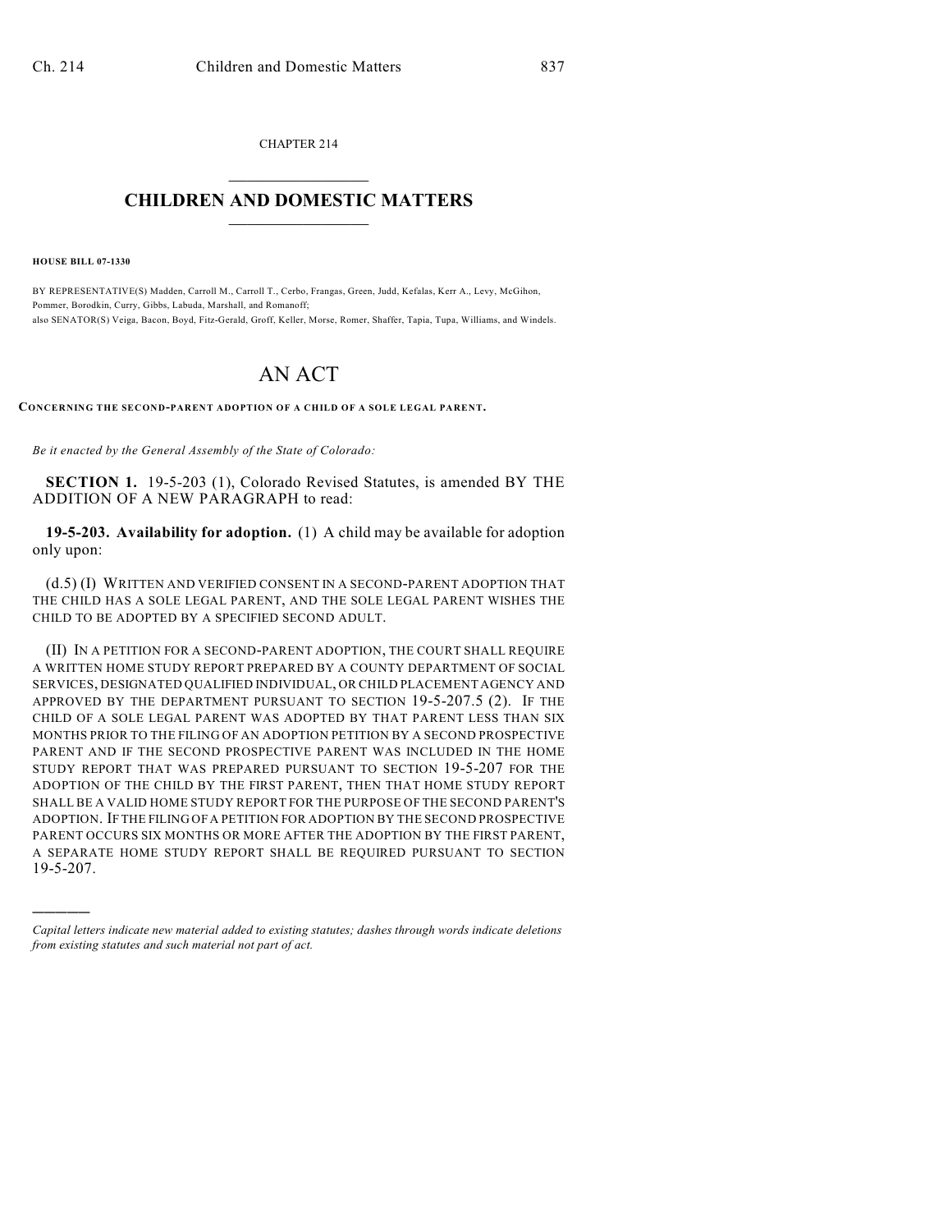CHAPTER 214

# CHILDREN AND DOMESTIC MATTERS

**HOUSE BILL 07-1330**

BY REPRESENTATIVE(S) Madden, Carroll M., Carroll T., Cerbo, Frangas, Green, Judd, Kefalas, Kerr A., Levy, McGihon, Pommer, Borodkin, Curry, Gibbs, Labuda, Marshall, and Romanoff;
also SENATOR(S) Veiga, Bacon, Boyd, Fitz-Gerald, Groff, Keller, Morse, Romer, Shaffer, Tapia, Tupa, Williams, and Windels.

# AN ACT

**CONCERNING THE SECOND-PARENT ADOPTION OF A CHILD OF A SOLE LEGAL PARENT.**

*Be it enacted by the General Assembly of the State of Colorado:*

**SECTION 1.** 19-5-203 (1), Colorado Revised Statutes, is amended BY THE ADDITION OF A NEW PARAGRAPH to read:

**19-5-203. Availability for adoption.** (1) A child may be available for adoption only upon:

(d.5) (I) WRITTEN AND VERIFIED CONSENT IN A SECOND-PARENT ADOPTION THAT THE CHILD HAS A SOLE LEGAL PARENT, AND THE SOLE LEGAL PARENT WISHES THE CHILD TO BE ADOPTED BY A SPECIFIED SECOND ADULT.

(II) IN A PETITION FOR A SECOND-PARENT ADOPTION, THE COURT SHALL REQUIRE A WRITTEN HOME STUDY REPORT PREPARED BY A COUNTY DEPARTMENT OF SOCIAL SERVICES, DESIGNATED QUALIFIED INDIVIDUAL, OR CHILD PLACEMENT AGENCY AND APPROVED BY THE DEPARTMENT PURSUANT TO SECTION 19-5-207.5 (2). IF THE CHILD OF A SOLE LEGAL PARENT WAS ADOPTED BY THAT PARENT LESS THAN SIX MONTHS PRIOR TO THE FILING OF AN ADOPTION PETITION BY A SECOND PROSPECTIVE PARENT AND IF THE SECOND PROSPECTIVE PARENT WAS INCLUDED IN THE HOME STUDY REPORT THAT WAS PREPARED PURSUANT TO SECTION 19-5-207 FOR THE ADOPTION OF THE CHILD BY THE FIRST PARENT, THEN THAT HOME STUDY REPORT SHALL BE A VALID HOME STUDY REPORT FOR THE PURPOSE OF THE SECOND PARENT'S ADOPTION. IF THE FILING OF A PETITION FOR ADOPTION BY THE SECOND PROSPECTIVE PARENT OCCURS SIX MONTHS OR MORE AFTER THE ADOPTION BY THE FIRST PARENT, A SEPARATE HOME STUDY REPORT SHALL BE REQUIRED PURSUANT TO SECTION 19-5-207.

---

*Capital letters indicate new material added to existing statutes; dashes through words indicate deletions from existing statutes and such material not part of act.*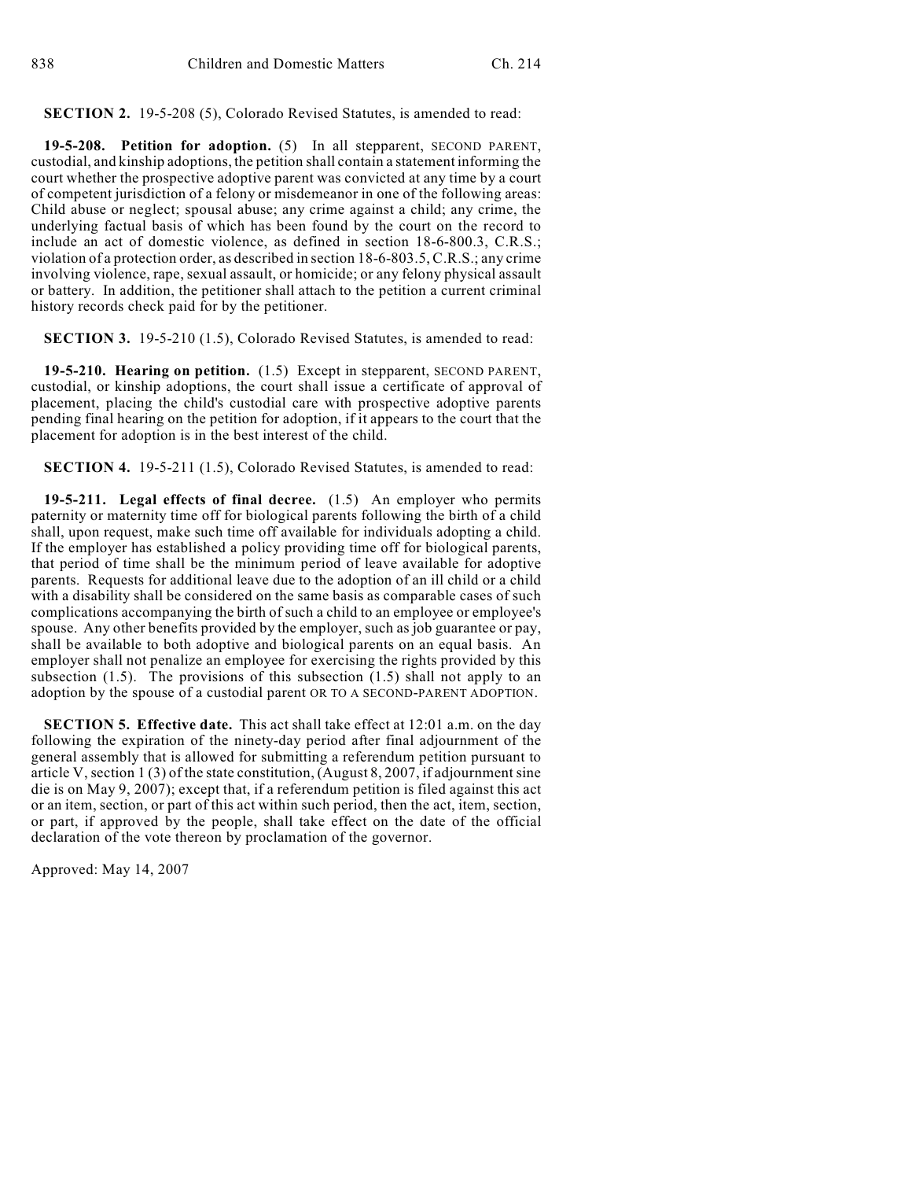**SECTION 2.** 19-5-208 (5), Colorado Revised Statutes, is amended to read:

**19-5-208. Petition for adoption.** (5) In all stepparent, SECOND PARENT, custodial, and kinship adoptions, the petition shall contain a statement informing the court whether the prospective adoptive parent was convicted at any time by a court of competent jurisdiction of a felony or misdemeanor in one of the following areas: Child abuse or neglect; spousal abuse; any crime against a child; any crime, the underlying factual basis of which has been found by the court on the record to include an act of domestic violence, as defined in section 18-6-800.3, C.R.S.; violation of a protection order, as described in section 18-6-803.5, C.R.S.; any crime involving violence, rape, sexual assault, or homicide; or any felony physical assault or battery. In addition, the petitioner shall attach to the petition a current criminal history records check paid for by the petitioner.

**SECTION 3.** 19-5-210 (1.5), Colorado Revised Statutes, is amended to read:

**19-5-210. Hearing on petition.** (1.5) Except in stepparent, SECOND PARENT, custodial, or kinship adoptions, the court shall issue a certificate of approval of placement, placing the child's custodial care with prospective adoptive parents pending final hearing on the petition for adoption, if it appears to the court that the placement for adoption is in the best interest of the child.

**SECTION 4.** 19-5-211 (1.5), Colorado Revised Statutes, is amended to read:

**19-5-211. Legal effects of final decree.** (1.5) An employer who permits paternity or maternity time off for biological parents following the birth of a child shall, upon request, make such time off available for individuals adopting a child. If the employer has established a policy providing time off for biological parents, that period of time shall be the minimum period of leave available for adoptive parents. Requests for additional leave due to the adoption of an ill child or a child with a disability shall be considered on the same basis as comparable cases of such complications accompanying the birth of such a child to an employee or employee's spouse. Any other benefits provided by the employer, such as job guarantee or pay, shall be available to both adoptive and biological parents on an equal basis. An employer shall not penalize an employee for exercising the rights provided by this subsection (1.5). The provisions of this subsection (1.5) shall not apply to an adoption by the spouse of a custodial parent OR TO A SECOND-PARENT ADOPTION.

**SECTION 5. Effective date.** This act shall take effect at 12:01 a.m. on the day following the expiration of the ninety-day period after final adjournment of the general assembly that is allowed for submitting a referendum petition pursuant to article V, section 1 (3) of the state constitution, (August 8, 2007, if adjournment sine die is on May 9, 2007); except that, if a referendum petition is filed against this act or an item, section, or part of this act within such period, then the act, item, section, or part, if approved by the people, shall take effect on the date of the official declaration of the vote thereon by proclamation of the governor.

Approved: May 14, 2007